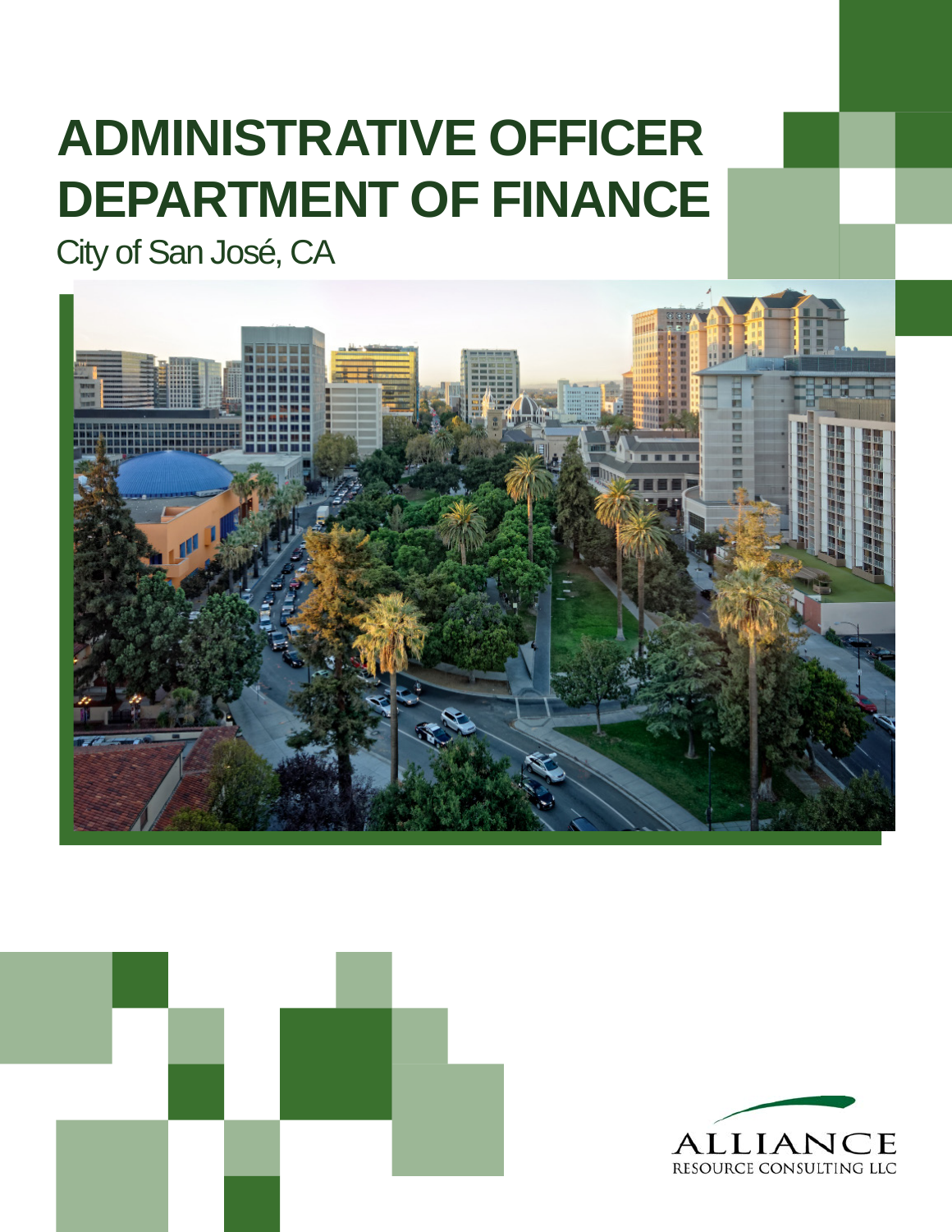# ADMINISTRATIVE OFFICER DEPARTMENT OF FINANCE

City of San José, CA

ALLIANCE
RESOURCE CONSULTING LLC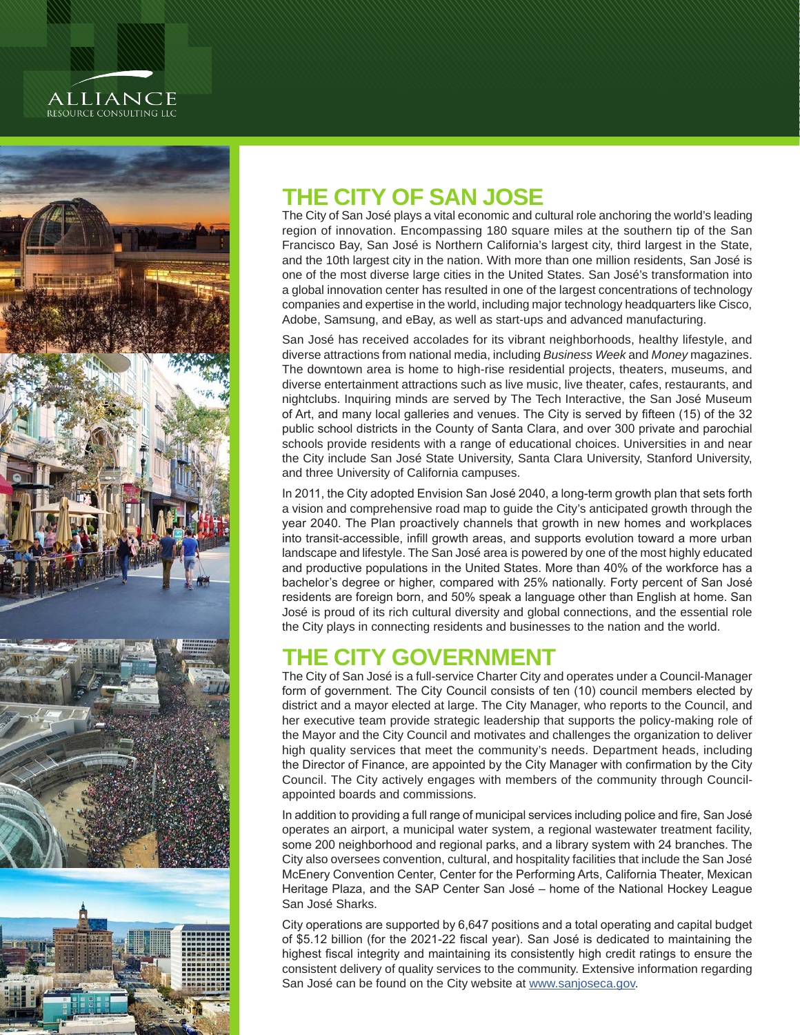# THE CITY OF SAN JOSE

The City of San José plays a vital economic and cultural role anchoring the world's leading region of innovation. Encompassing 180 square miles at the southern tip of the San Francisco Bay, San José is Northern California's largest city, third largest in the State, and the 10th largest city in the nation. With more than one million residents, San José is one of the most diverse large cities in the United States. San José's transformation into a global innovation center has resulted in one of the largest concentrations of technology companies and expertise in the world, including major technology headquarters like Cisco, Adobe, Samsung, and eBay, as well as start-ups and advanced manufacturing.

San José has received accolades for its vibrant neighborhoods, healthy lifestyle, and diverse attractions from national media, including *Business Week* and *Money* magazines. The downtown area is home to high-rise residential projects, theaters, museums, and diverse entertainment attractions such as live music, live theater, cafes, restaurants, and nightclubs. Inquiring minds are served by The Tech Interactive, the San José Museum of Art, and many local galleries and venues. The City is served by fifteen (15) of the 32 public school districts in the County of Santa Clara, and over 300 private and parochial schools provide residents with a range of educational choices. Universities in and near the City include San José State University, Santa Clara University, Stanford University, and three University of California campuses.

In 2011, the City adopted Envision San José 2040, a long-term growth plan that sets forth a vision and comprehensive road map to guide the City's anticipated growth through the year 2040. The Plan proactively channels that growth in new homes and workplaces into transit-accessible, infill growth areas, and supports evolution toward a more urban landscape and lifestyle. The San José area is powered by one of the most highly educated and productive populations in the United States. More than 40% of the workforce has a bachelor's degree or higher, compared with 25% nationally. Forty percent of San José residents are foreign born, and 50% speak a language other than English at home. San José is proud of its rich cultural diversity and global connections, and the essential role the City plays in connecting residents and businesses to the nation and the world.

# THE CITY GOVERNMENT

The City of San José is a full-service Charter City and operates under a Council-Manager form of government. The City Council consists of ten (10) council members elected by district and a mayor elected at large. The City Manager, who reports to the Council, and her executive team provide strategic leadership that supports the policy-making role of the Mayor and the City Council and motivates and challenges the organization to deliver high quality services that meet the community's needs. Department heads, including the Director of Finance, are appointed by the City Manager with confirmation by the City Council. The City actively engages with members of the community through Council-appointed boards and commissions.

In addition to providing a full range of municipal services including police and fire, San José operates an airport, a municipal water system, a regional wastewater treatment facility, some 200 neighborhood and regional parks, and a library system with 24 branches. The City also oversees convention, cultural, and hospitality facilities that include the San José McEnery Convention Center, Center for the Performing Arts, California Theater, Mexican Heritage Plaza, and the SAP Center San José – home of the National Hockey League San José Sharks.

City operations are supported by 6,647 positions and a total operating and capital budget of $5.12 billion (for the 2021-22 fiscal year). San José is dedicated to maintaining the highest fiscal integrity and maintaining its consistently high credit ratings to ensure the consistent delivery of quality services to the community. Extensive information regarding San José can be found on the City website at [www.sanjoseca.gov](http://www.sanjoseca.gov).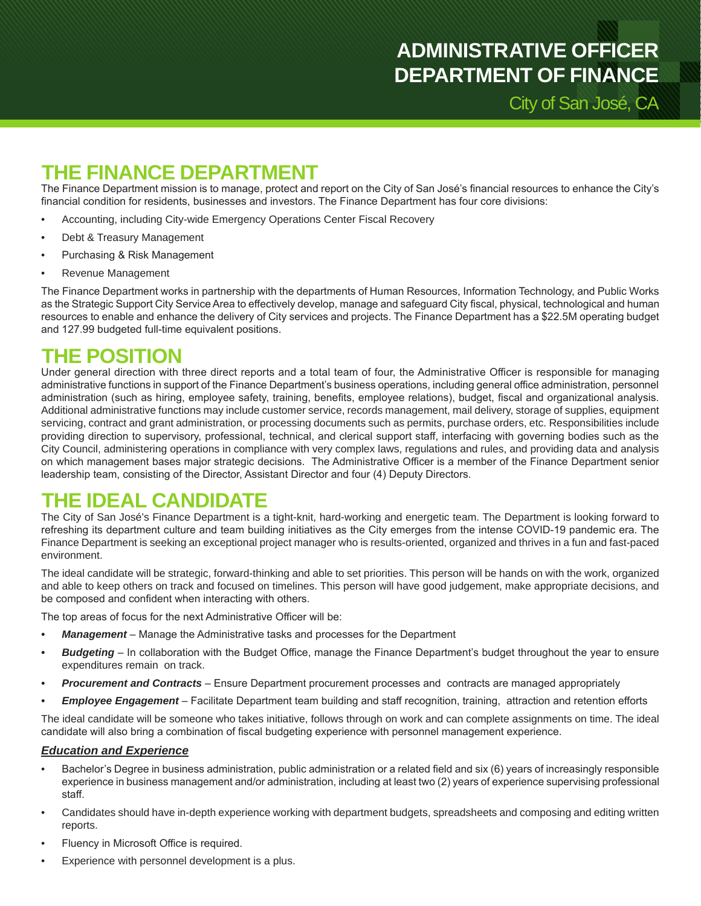# ADMINISTRATIVE OFFICER
# DEPARTMENT OF FINANCE

City of San José, CA

## THE FINANCE DEPARTMENT

The Finance Department mission is to manage, protect and report on the City of San José's financial resources to enhance the City's financial condition for residents, businesses and investors. The Finance Department has four core divisions:

- Accounting, including City-wide Emergency Operations Center Fiscal Recovery
- Debt & Treasury Management
- Purchasing & Risk Management
- Revenue Management

The Finance Department works in partnership with the departments of Human Resources, Information Technology, and Public Works as the Strategic Support City Service Area to effectively develop, manage and safeguard City fiscal, physical, technological and human resources to enable and enhance the delivery of City services and projects. The Finance Department has a $22.5M operating budget and 127.99 budgeted full-time equivalent positions.

## THE POSITION

Under general direction with three direct reports and a total team of four, the Administrative Officer is responsible for managing administrative functions in support of the Finance Department's business operations, including general office administration, personnel administration (such as hiring, employee safety, training, benefits, employee relations), budget, fiscal and organizational analysis. Additional administrative functions may include customer service, records management, mail delivery, storage of supplies, equipment servicing, contract and grant administration, or processing documents such as permits, purchase orders, etc. Responsibilities include providing direction to supervisory, professional, technical, and clerical support staff, interfacing with governing bodies such as the City Council, administering operations in compliance with very complex laws, regulations and rules, and providing data and analysis on which management bases major strategic decisions. The Administrative Officer is a member of the Finance Department senior leadership team, consisting of the Director, Assistant Director and four (4) Deputy Directors.

## THE IDEAL CANDIDATE

The City of San José's Finance Department is a tight-knit, hard-working and energetic team. The Department is looking forward to refreshing its department culture and team building initiatives as the City emerges from the intense COVID-19 pandemic era. The Finance Department is seeking an exceptional project manager who is results-oriented, organized and thrives in a fun and fast-paced environment.

The ideal candidate will be strategic, forward-thinking and able to set priorities. This person will be hands on with the work, organized and able to keep others on track and focused on timelines. This person will have good judgement, make appropriate decisions, and be composed and confident when interacting with others.

The top areas of focus for the next Administrative Officer will be:

- ***Management*** – Manage the Administrative tasks and processes for the Department
- ***Budgeting*** – In collaboration with the Budget Office, manage the Finance Department's budget throughout the year to ensure expenditures remain on track.
- ***Procurement and Contracts*** – Ensure Department procurement processes and contracts are managed appropriately
- ***Employee Engagement*** – Facilitate Department team building and staff recognition, training, attraction and retention efforts

The ideal candidate will be someone who takes initiative, follows through on work and can complete assignments on time. The ideal candidate will also bring a combination of fiscal budgeting experience with personnel management experience.

### ***Education and Experience***

- Bachelor's Degree in business administration, public administration or a related field and six (6) years of increasingly responsible experience in business management and/or administration, including at least two (2) years of experience supervising professional staff.
- Candidates should have in-depth experience working with department budgets, spreadsheets and composing and editing written reports.
- Fluency in Microsoft Office is required.
- Experience with personnel development is a plus.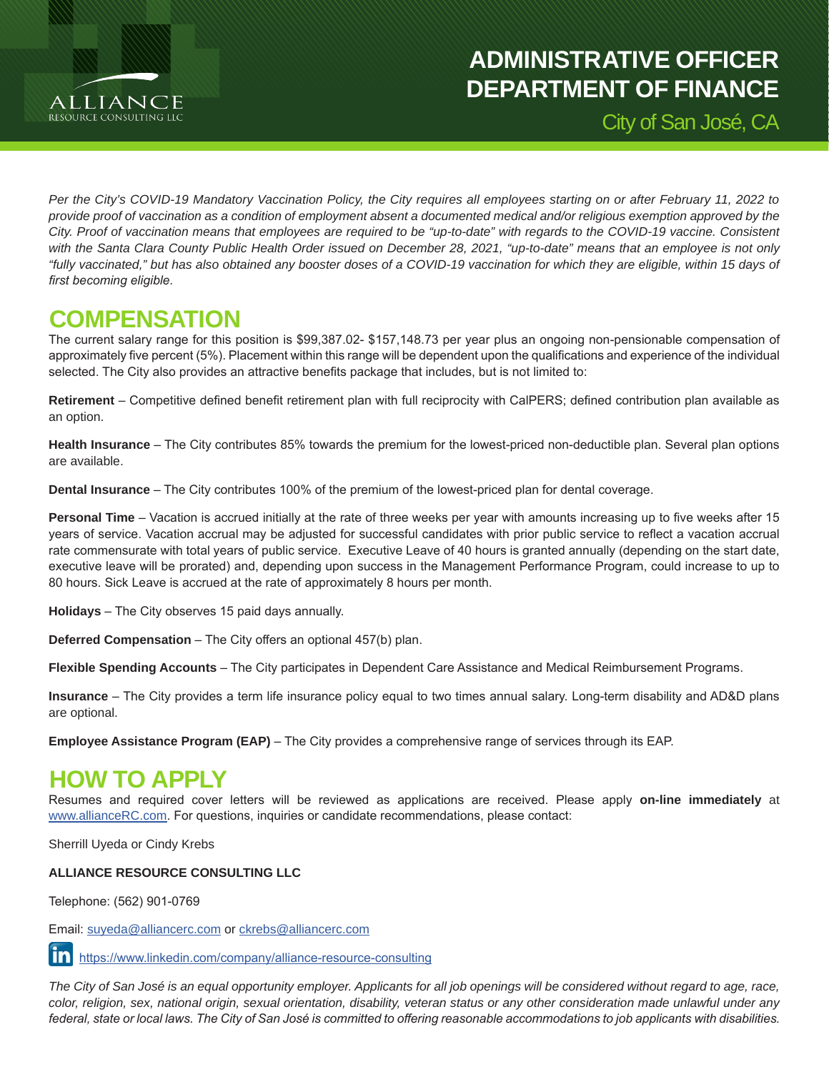# ADMINISTRATIVE OFFICER DEPARTMENT OF FINANCE

City of San José, CA

*Per the City's COVID-19 Mandatory Vaccination Policy, the City requires all employees starting on or after February 11, 2022 to provide proof of vaccination as a condition of employment absent a documented medical and/or religious exemption approved by the City. Proof of vaccination means that employees are required to be "up-to-date" with regards to the COVID-19 vaccine. Consistent with the Santa Clara County Public Health Order issued on December 28, 2021, "up-to-date" means that an employee is not only "fully vaccinated," but has also obtained any booster doses of a COVID-19 vaccination for which they are eligible, within 15 days of first becoming eligible.*

## COMPENSATION

The current salary range for this position is $99,387.02- $157,148.73 per year plus an ongoing non-pensionable compensation of approximately five percent (5%). Placement within this range will be dependent upon the qualifications and experience of the individual selected. The City also provides an attractive benefits package that includes, but is not limited to:

**Retirement** – Competitive defined benefit retirement plan with full reciprocity with CalPERS; defined contribution plan available as an option.

**Health Insurance** – The City contributes 85% towards the premium for the lowest-priced non-deductible plan. Several plan options are available.

**Dental Insurance** – The City contributes 100% of the premium of the lowest-priced plan for dental coverage.

**Personal Time** – Vacation is accrued initially at the rate of three weeks per year with amounts increasing up to five weeks after 15 years of service. Vacation accrual may be adjusted for successful candidates with prior public service to reflect a vacation accrual rate commensurate with total years of public service. Executive Leave of 40 hours is granted annually (depending on the start date, executive leave will be prorated) and, depending upon success in the Management Performance Program, could increase to up to 80 hours. Sick Leave is accrued at the rate of approximately 8 hours per month.

**Holidays** – The City observes 15 paid days annually.

**Deferred Compensation** – The City offers an optional 457(b) plan.

**Flexible Spending Accounts** – The City participates in Dependent Care Assistance and Medical Reimbursement Programs.

**Insurance** – The City provides a term life insurance policy equal to two times annual salary. Long-term disability and AD&D plans are optional.

**Employee Assistance Program (EAP)** – The City provides a comprehensive range of services through its EAP.

## HOW TO APPLY

Resumes and required cover letters will be reviewed as applications are received. Please apply **on-line immediately** at www.allianceRC.com. For questions, inquiries or candidate recommendations, please contact:

Sherrill Uyeda or Cindy Krebs

**ALLIANCE RESOURCE CONSULTING LLC**

Telephone: (562) 901-0769

Email: suyeda@alliancerc.com or ckrebs@alliancerc.com

https://www.linkedin.com/company/alliance-resource-consulting

*The City of San José is an equal opportunity employer. Applicants for all job openings will be considered without regard to age, race, color, religion, sex, national origin, sexual orientation, disability, veteran status or any other consideration made unlawful under any federal, state or local laws. The City of San José is committed to offering reasonable accommodations to job applicants with disabilities.*